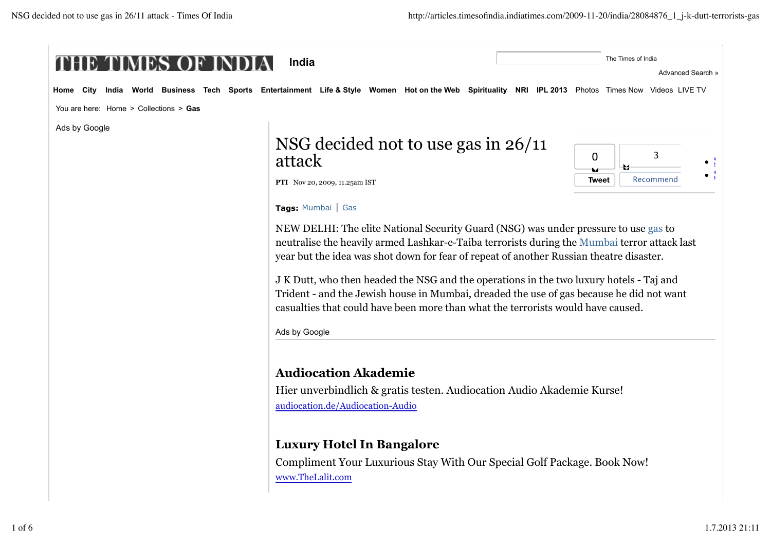THE TIMES OF INDIA **India**

The Times of India

Advanced Search »

**Home** **City** **India** **World** **Business** **Tech** **Sports** **Entertainment** **Life & Style** **Women** **Hot on the Web** **Spirituality** **NRI** **IPL 2013** Photos Times Now Videos LIVE TV

You are here: Home > Collections > **Gas**

Ads by Google

# NSG decided not to use gas in 26/11 attack

**PTI** Nov 20, 2009, 11.25am IST

0 Tweet | 3 Recommend

**Tags:** Mumbai | Gas

NEW DELHI: The elite National Security Guard (NSG) was under pressure to use gas to neutralise the heavily armed Lashkar-e-Taiba terrorists during the Mumbai terror attack last year but the idea was shot down for fear of repeat of another Russian theatre disaster.

J K Dutt, who then headed the NSG and the operations in the two luxury hotels - Taj and Trident - and the Jewish house in Mumbai, dreaded the use of gas because he did not want casualties that could have been more than what the terrorists would have caused.

Ads by Google

**Audiocation Akademie**

Hier unverbindlich & gratis testen. Audiocation Audio Akademie Kurse!

audiocation.de/Audiocation-Audio

**Luxury Hotel In Bangalore**

Compliment Your Luxurious Stay With Our Special Golf Package. Book Now!

www.TheLalit.com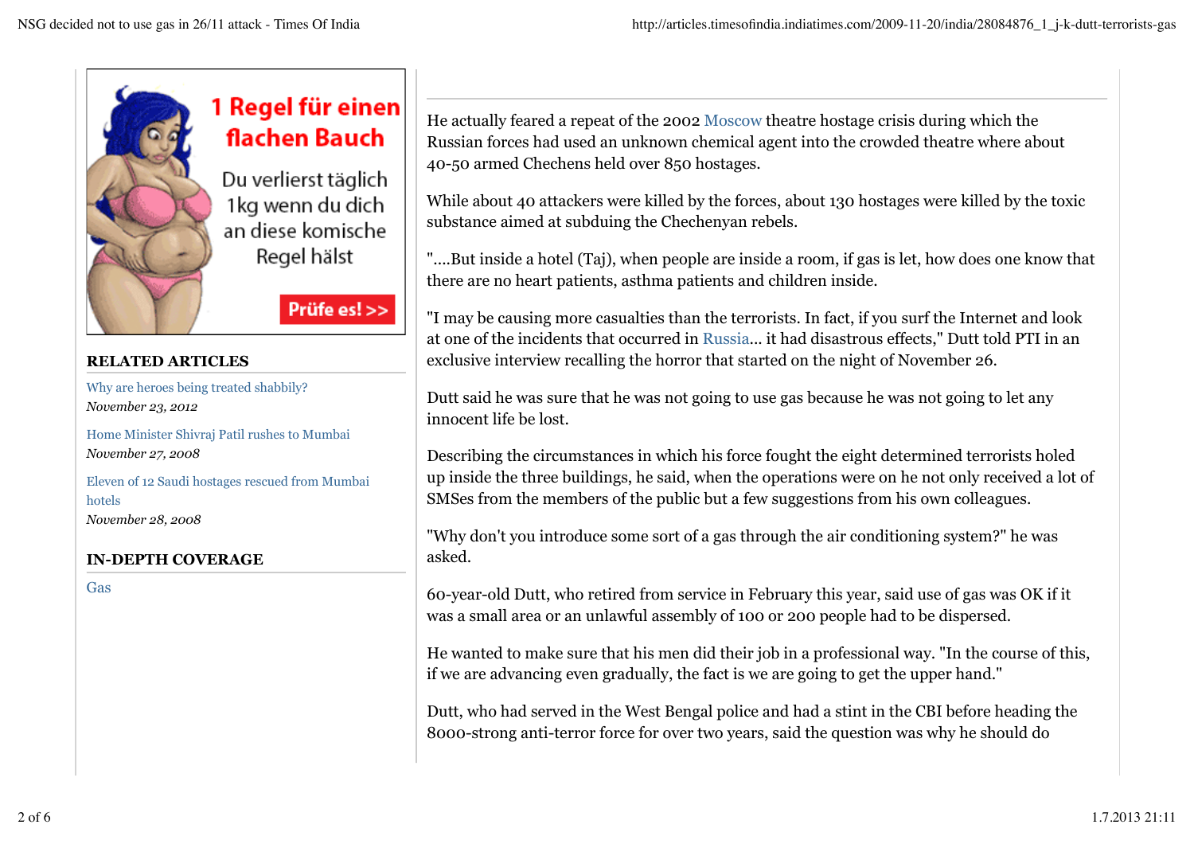He actually feared a repeat of the 2002 Moscow theatre hostage crisis during which the Russian forces had used an unknown chemical agent into the crowded theatre where about 40-50 armed Chechens held over 850 hostages.

While about 40 attackers were killed by the forces, about 130 hostages were killed by the toxic substance aimed at subduing the Chechenyan rebels.

"....But inside a hotel (Taj), when people are inside a room, if gas is let, how does one know that there are no heart patients, asthma patients and children inside.

"I may be causing more casualties than the terrorists. In fact, if you surf the Internet and look at one of the incidents that occurred in Russia... it had disastrous effects," Dutt told PTI in an exclusive interview recalling the horror that started on the night of November 26.

Dutt said he was sure that he was not going to use gas because he was not going to let any innocent life be lost.

Describing the circumstances in which his force fought the eight determined terrorists holed up inside the three buildings, he said, when the operations were on he not only received a lot of SMSes from the members of the public but a few suggestions from his own colleagues.

"Why don't you introduce some sort of a gas through the air conditioning system?" he was asked.

60-year-old Dutt, who retired from service in February this year, said use of gas was OK if it was a small area or an unlawful assembly of 100 or 200 people had to be dispersed.

He wanted to make sure that his men did their job in a professional way. "In the course of this, if we are advancing even gradually, the fact is we are going to get the upper hand."

Dutt, who had served in the West Bengal police and had a stint in the CBI before heading the 8000-strong anti-terror force for over two years, said the question was why he should do

## RELATED ARTICLES

Why are heroes being treated shabbily?
*November 23, 2012*

Home Minister Shivraj Patil rushes to Mumbai
*November 27, 2008*

Eleven of 12 Saudi hostages rescued from Mumbai hotels
*November 28, 2008*

## IN-DEPTH COVERAGE

Gas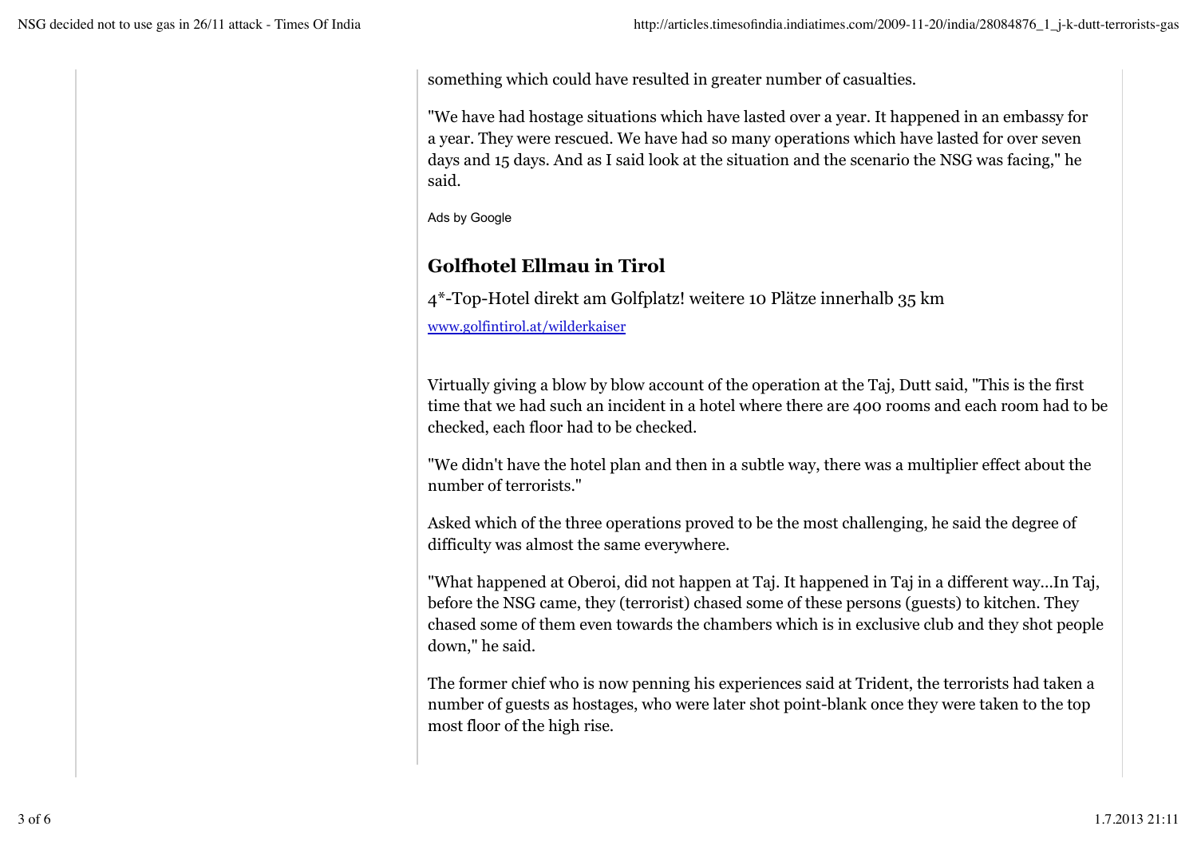something which could have resulted in greater number of casualties.

"We have had hostage situations which have lasted over a year. It happened in an embassy for a year. They were rescued. We have had so many operations which have lasted for over seven days and 15 days. And as I said look at the situation and the scenario the NSG was facing," he said.

Ads by Google

### Golfhotel Ellmau in Tirol

4*-Top-Hotel direkt am Golfplatz! weitere 10 Plätze innerhalb 35 km

[www.golfintirol.at/wilderkaiser](www.golfintirol.at/wilderkaiser)

Virtually giving a blow by blow account of the operation at the Taj, Dutt said, "This is the first time that we had such an incident in a hotel where there are 400 rooms and each room had to be checked, each floor had to be checked.

"We didn't have the hotel plan and then in a subtle way, there was a multiplier effect about the number of terrorists."

Asked which of the three operations proved to be the most challenging, he said the degree of difficulty was almost the same everywhere.

"What happened at Oberoi, did not happen at Taj. It happened in Taj in a different way...In Taj, before the NSG came, they (terrorist) chased some of these persons (guests) to kitchen. They chased some of them even towards the chambers which is in exclusive club and they shot people down," he said.

The former chief who is now penning his experiences said at Trident, the terrorists had taken a number of guests as hostages, who were later shot point-blank once they were taken to the top most floor of the high rise.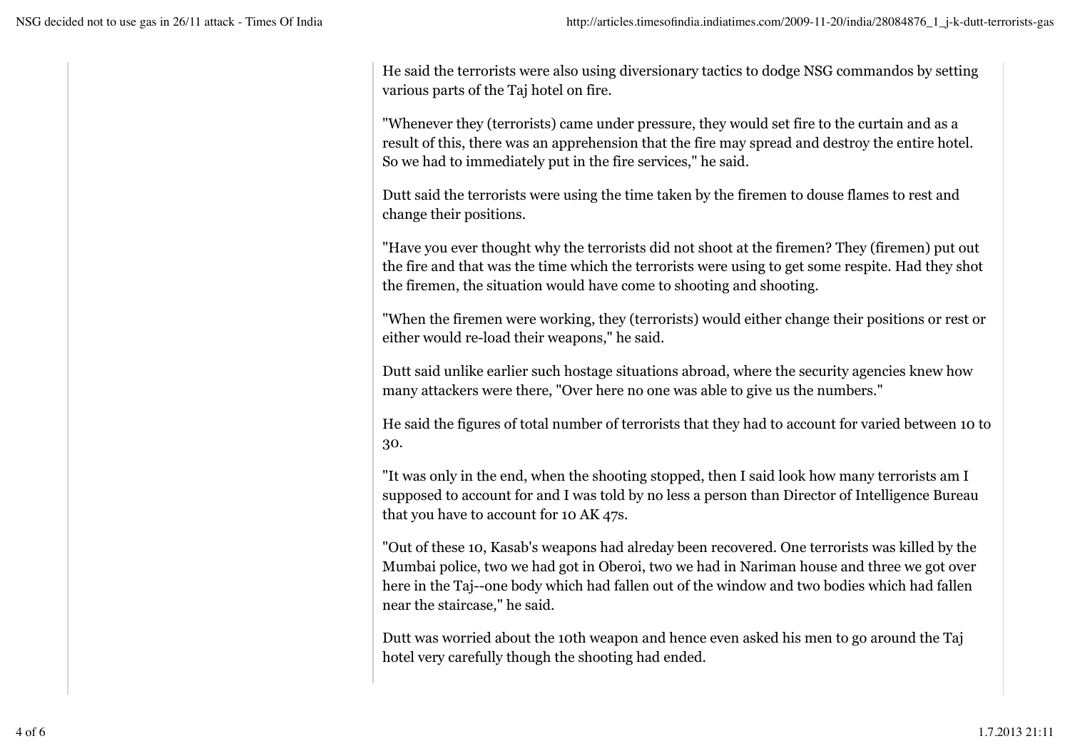He said the terrorists were also using diversionary tactics to dodge NSG commandos by setting various parts of the Taj hotel on fire.

"Whenever they (terrorists) came under pressure, they would set fire to the curtain and as a result of this, there was an apprehension that the fire may spread and destroy the entire hotel. So we had to immediately put in the fire services," he said.

Dutt said the terrorists were using the time taken by the firemen to douse flames to rest and change their positions.

"Have you ever thought why the terrorists did not shoot at the firemen? They (firemen) put out the fire and that was the time which the terrorists were using to get some respite. Had they shot the firemen, the situation would have come to shooting and shooting.

"When the firemen were working, they (terrorists) would either change their positions or rest or either would re-load their weapons," he said.

Dutt said unlike earlier such hostage situations abroad, where the security agencies knew how many attackers were there, "Over here no one was able to give us the numbers."

He said the figures of total number of terrorists that they had to account for varied between 10 to 30.

"It was only in the end, when the shooting stopped, then I said look how many terrorists am I supposed to account for and I was told by no less a person than Director of Intelligence Bureau that you have to account for 10 AK 47s.

"Out of these 10, Kasab's weapons had alreday been recovered. One terrorists was killed by the Mumbai police, two we had got in Oberoi, two we had in Nariman house and three we got over here in the Taj--one body which had fallen out of the window and two bodies which had fallen near the staircase," he said.

Dutt was worried about the 10th weapon and hence even asked his men to go around the Taj hotel very carefully though the shooting had ended.